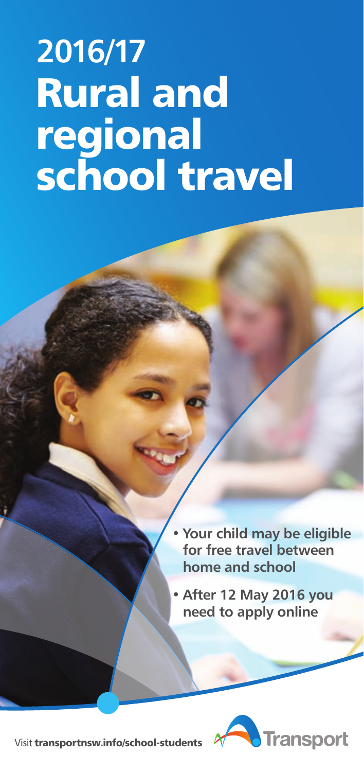# 2016/17 Rural and regional school travel

- **Your child may be eligible for free travel between home and school**
- **After 12 May 2016 you need to apply online**

Visit **transportnsw.info/school-students**

Transport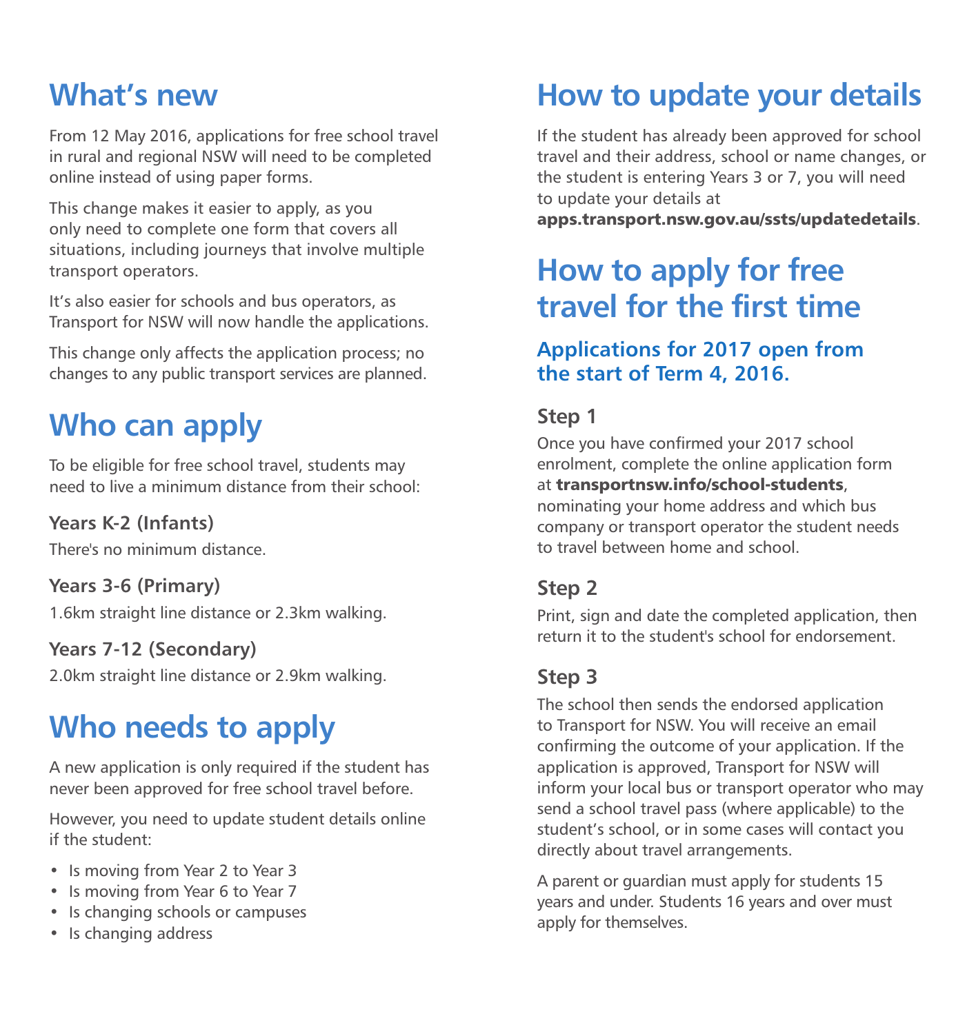## What's new

From 12 May 2016, applications for free school travel in rural and regional NSW will need to be completed online instead of using paper forms.

This change makes it easier to apply, as you only need to complete one form that covers all situations, including journeys that involve multiple transport operators.

It's also easier for schools and bus operators, as Transport for NSW will now handle the applications.

This change only affects the application process; no changes to any public transport services are planned.

## Who can apply

To be eligible for free school travel, students may need to live a minimum distance from their school:

**Years K-2 (Infants)**

There's no minimum distance.

**Years 3-6 (Primary)**

1.6km straight line distance or 2.3km walking.

**Years 7-12 (Secondary)**

2.0km straight line distance or 2.9km walking.

## Who needs to apply

A new application is only required if the student has never been approved for free school travel before.

However, you need to update student details online if the student:

- Is moving from Year 2 to Year 3
- Is moving from Year 6 to Year 7
- Is changing schools or campuses
- Is changing address

## How to update your details

If the student has already been approved for school travel and their address, school or name changes, or the student is entering Years 3 or 7, you will need to update your details at **apps.transport.nsw.gov.au/ssts/updatedetails**.

## How to apply for free travel for the first time

### Applications for 2017 open from the start of Term 4, 2016.

**Step 1**

Once you have confirmed your 2017 school enrolment, complete the online application form at **transportnsw.info/school-students**, nominating your home address and which bus company or transport operator the student needs to travel between home and school.

**Step 2**

Print, sign and date the completed application, then return it to the student's school for endorsement.

**Step 3**

The school then sends the endorsed application to Transport for NSW. You will receive an email confirming the outcome of your application. If the application is approved, Transport for NSW will inform your local bus or transport operator who may send a school travel pass (where applicable) to the student's school, or in some cases will contact you directly about travel arrangements.

A parent or guardian must apply for students 15 years and under. Students 16 years and over must apply for themselves.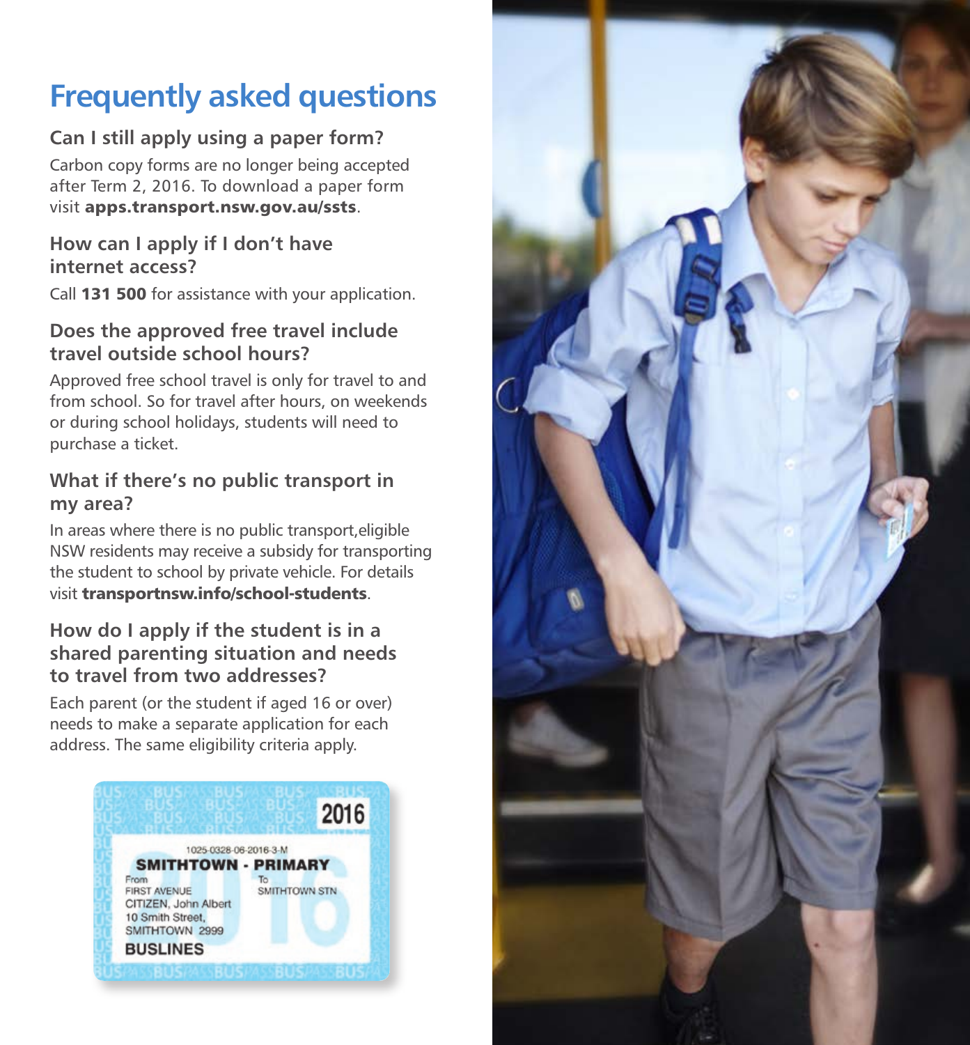# Frequently asked questions

### Can I still apply using a paper form?

Carbon copy forms are no longer being accepted after Term 2, 2016. To download a paper form visit **apps.transport.nsw.gov.au/ssts**.

### How can I apply if I don't have internet access?

Call **131 500** for assistance with your application.

### Does the approved free travel include travel outside school hours?

Approved free school travel is only for travel to and from school. So for travel after hours, on weekends or during school holidays, students will need to purchase a ticket.

### What if there's no public transport in my area?

In areas where there is no public transport,eligible NSW residents may receive a subsidy for transporting the student to school by private vehicle. For details visit **transportnsw.info/school-students**.

### How do I apply if the student is in a shared parenting situation and needs to travel from two addresses?

Each parent (or the student if aged 16 or over) needs to make a separate application for each address. The same eligibility criteria apply.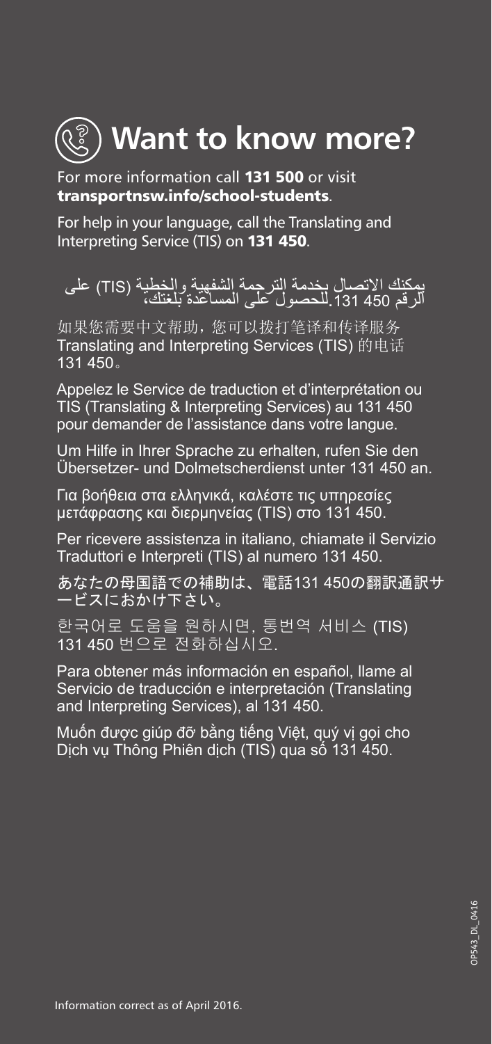# Want to know more?

For more information call **131 500** or visit **transportnsw.info/school-students**.

For help in your language, call the Translating and Interpreting Service (TIS) on **131 450**.

يمكنك الاتصال بخدمة الترجمة الشفهية والخطية (TIS) على الرقم 450 131 للحصول على المساعدة بلغتك.

如果您需要中文帮助，您可以拨打笔译和传译服务 Translating and Interpreting Services (TIS) 的电话 131 450。

Appelez le Service de traduction et d'interprétation ou TIS (Translating & Interpreting Services) au 131 450 pour demander de l'assistance dans votre langue.

Um Hilfe in Ihrer Sprache zu erhalten, rufen Sie den Übersetzer- und Dolmetscherdienst unter 131 450 an.

Για βοήθεια στα ελληνικά, καλέστε τις υπηρεσίες μετάφρασης και διερμηνείας (TIS) στο 131 450.

Per ricevere assistenza in italiano, chiamate il Servizio Traduttori e Interpreti (TIS) al numero 131 450.

あなたの母国語での補助は、電話131 450の翻訳通訳サービスにおかけ下さい。

한국어로 도움을 원하시면, 통번역 서비스 (TIS) 131 450 번으로 전화하십시오.

Para obtener más información en español, llame al Servicio de traducción e interpretación (Translating and Interpreting Services), al 131 450.

Muốn được giúp đỡ bằng tiếng Việt, quý vị gọi cho Dịch vụ Thông Phiên dịch (TIS) qua số 131 450.

OP543_DL_0416

Information correct as of April 2016.